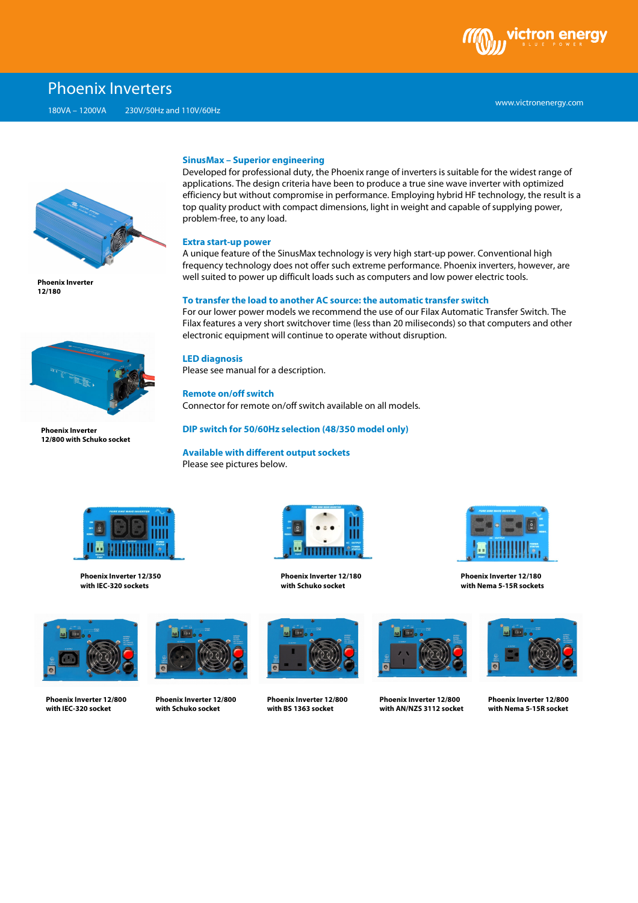# Phoenix Inverters

180VA – 1200VA 230V/50Hz and 110V/60Hz

www.victronenergy.com

Phoenix Inverter 12/180

Phoenix Inverter 12/800 with Schuko socket

### SinusMax – Superior engineering

Developed for professional duty, the Phoenix range of inverters is suitable for the widest range of applications. The design criteria have been to produce a true sine wave inverter with optimized efficiency but without compromise in performance. Employing hybrid HF technology, the result is a top quality product with compact dimensions, light in weight and capable of supplying power, problem-free, to any load.

### Extra start-up power

A unique feature of the SinusMax technology is very high start-up power. Conventional high frequency technology does not offer such extreme performance. Phoenix inverters, however, are well suited to power up difficult loads such as computers and low power electric tools.

### To transfer the load to another AC source: the automatic transfer switch

For our lower power models we recommend the use of our Filax Automatic Transfer Switch. The Filax features a very short switchover time (less than 20 miliseconds) so that computers and other electronic equipment will continue to operate without disruption.

### LED diagnosis

Please see manual for a description.

### Remote on/off switch

Connector for remote on/off switch available on all models.

### DIP switch for 50/60Hz selection (48/350 model only)

### Available with different output sockets

Please see pictures below.

Phoenix Inverter 12/350 with IEC-320 sockets

Phoenix Inverter 12/180 with Schuko socket

Phoenix Inverter 12/180 with Nema 5-15R sockets

Phoenix Inverter 12/800 with IEC-320 socket

Phoenix Inverter 12/800 with Schuko socket

Phoenix Inverter 12/800 with BS 1363 socket

Phoenix Inverter 12/800 with AN/NZS 3112 socket

Phoenix Inverter 12/800 with Nema 5-15R socket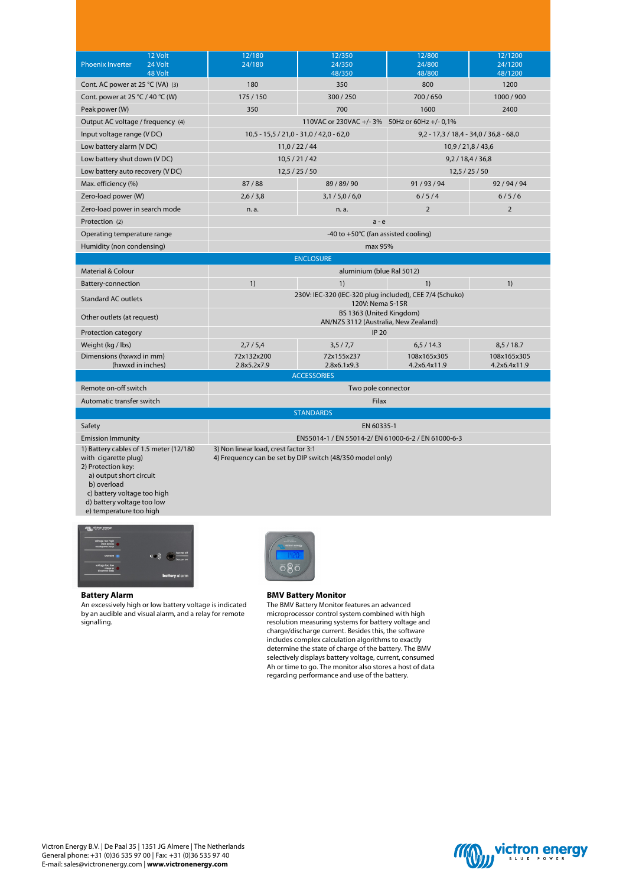| Phoenix Inverter 12 Volt 24 Volt 48 Volt | 12/180 24/180 | 12/350 24/350 48/350 | 12/800 24/800 48/800 | 12/1200 24/1200 48/1200 |
|---|---|---|---|---|
| Cont. AC power at 25 °C (VA) (3) | 180 | 350 | 800 | 1200 |
| Cont. power at 25 °C / 40 °C (W) | 175 / 150 | 300 / 250 | 700 / 650 | 1000 / 900 |
| Peak power (W) | 350 | 700 | 1600 | 2400 |
| Output AC voltage / frequency (4) | 110VAC or 230VAC +/- 3% 50Hz or 60Hz +/- 0,1% | | | |
| Input voltage range (V DC) | 10,5 - 15,5 / 21,0 - 31,0 / 42,0 - 62,0 | | 9,2 - 17,3 / 18,4 - 34,0 / 36,8 - 68,0 | |
| Low battery alarm (V DC) | 11,0 / 22 / 44 | | 10,9 / 21,8 / 43,6 | |
| Low battery shut down (V DC) | 10,5 / 21 / 42 | | 9,2 / 18,4 / 36,8 | |
| Low battery auto recovery (V DC) | 12,5 / 25 / 50 | | 12,5 / 25 / 50 | |
| Max. efficiency (%) | 87 / 88 | 89 / 89/ 90 | 91 / 93 / 94 | 92 / 94 / 94 |
| Zero-load power (W) | 2,6 / 3,8 | 3,1 / 5,0 / 6,0 | 6 / 5 / 4 | 6 / 5 / 6 |
| Zero-load power in search mode | n. a. | n. a. | 2 | 2 |
| Protection (2) | a - e | | | |
| Operating temperature range | -40 to +50°C (fan assisted cooling) | | | |
| Humidity (non condensing) | max 95% | | | |
| **ENCLOSURE** | | | | |
| Material & Colour | aluminium (blue Ral 5012) | | | |
| Battery-connection | 1) | 1) | 1) | 1) |
| Standard AC outlets | 230V: IEC-320 (IEC-320 plug included), CEE 7/4 (Schuko) 120V: Nema 5-15R | | | |
| Other outlets (at request) | BS 1363 (United Kingdom) AN/NZS 3112 (Australia, New Zealand) | | | |
| Protection category | IP 20 | | | |
| Weight (kg / lbs) | 2,7 / 5,4 | 3,5 / 7,7 | 6,5 / 14.3 | 8,5 / 18.7 |
| Dimensions (hxwxd in mm) (hxwxd in inches) | 72x132x200 2.8x5.2x7.9 | 72x155x237 2.8x6.1x9.3 | 108x165x305 4.2x6.4x11.9 | 108x165x305 4.2x6.4x11.9 |
| **ACCESSORIES** | | | | |
| Remote on-off switch | Two pole connector | | | |
| Automatic transfer switch | Filax | | | |
| **STANDARDS** | | | | |
| Safety | EN 60335-1 | | | |
| Emission Immunity | EN55014-1 / EN 55014-2/ EN 61000-6-2 / EN 61000-6-3 | | | |

1) Battery cables of 1.5 meter (12/180 with cigarette plug)
2) Protection key:
   a) output short circuit
   b) overload
   c) battery voltage too high
   d) battery voltage too low
   e) temperature too high

3) Non linear load, crest factor 3:1
4) Frequency can be set by DIP switch (48/350 model only)

### Battery Alarm

An excessively high or low battery voltage is indicated by an audible and visual alarm, and a relay for remote signalling.

### BMV Battery Monitor

The BMV Battery Monitor features an advanced microprocessor control system combined with high resolution measuring systems for battery voltage and charge/discharge current. Besides this, the software includes complex calculation algorithms to exactly determine the state of charge of the battery. The BMV selectively displays battery voltage, current, consumed Ah or time to go. The monitor also stores a host of data regarding performance and use of the battery.

Victron Energy B.V. | De Paal 35 | 1351 JG Almere | The Netherlands
General phone: +31 (0)36 535 97 00 | Fax: +31 (0)36 535 97 40
E-mail: sales@victronenergy.com | **www.victronenergy.com**